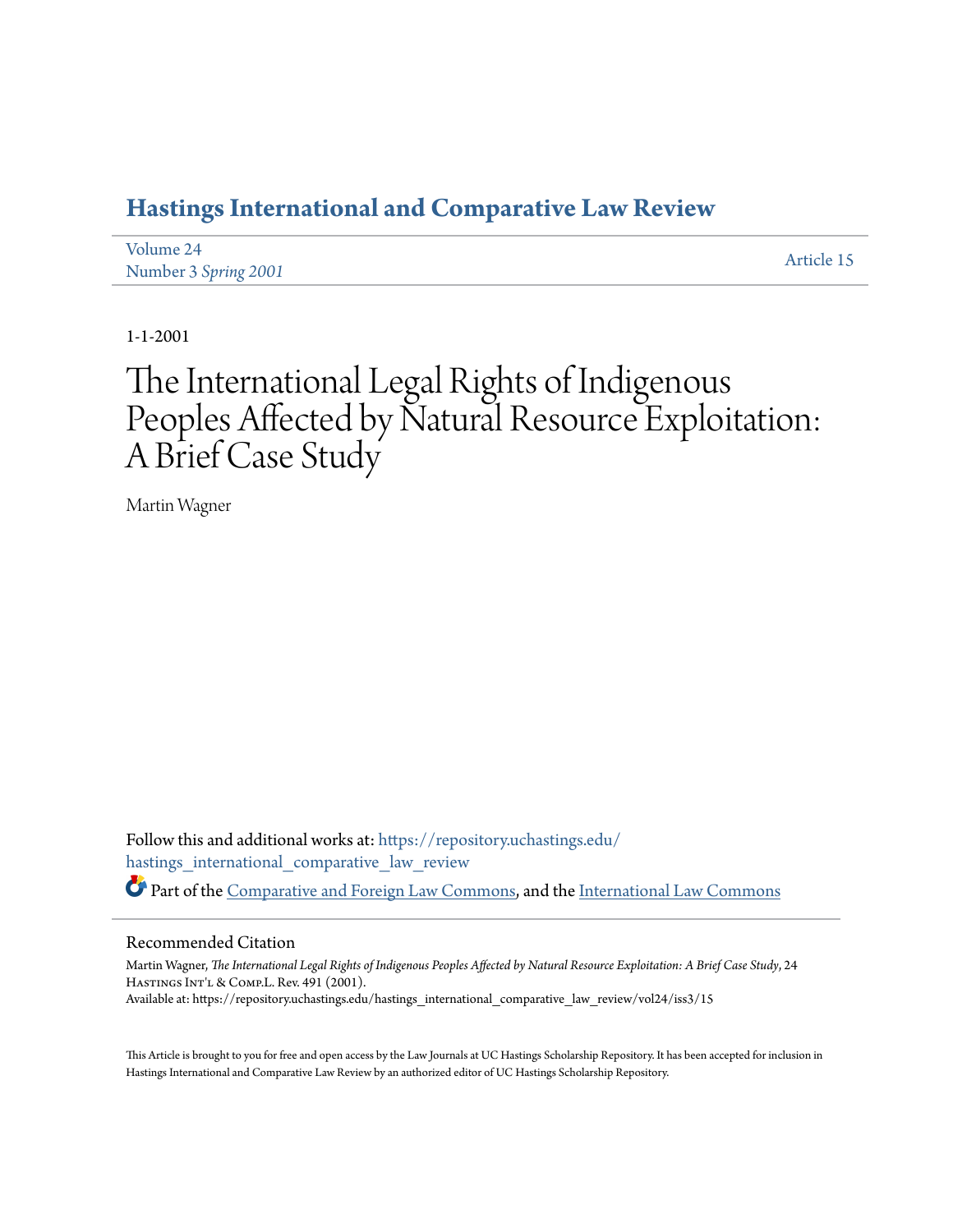# Hastings International and Comparative Law Review

Volume 24
Number 3 *Spring 2001*

Article 15

1-1-2001

# The International Legal Rights of Indigenous Peoples Affected by Natural Resource Exploitation: A Brief Case Study

Martin Wagner

Follow this and additional works at: https://repository.uchastings.edu/hastings_international_comparative_law_review

Part of the Comparative and Foreign Law Commons, and the International Law Commons

## Recommended Citation

Martin Wagner, *The International Legal Rights of Indigenous Peoples Affected by Natural Resource Exploitation: A Brief Case Study*, 24 Hastings Int'l & Comp.L. Rev. 491 (2001).
Available at: https://repository.uchastings.edu/hastings_international_comparative_law_review/vol24/iss3/15

This Article is brought to you for free and open access by the Law Journals at UC Hastings Scholarship Repository. It has been accepted for inclusion in Hastings International and Comparative Law Review by an authorized editor of UC Hastings Scholarship Repository.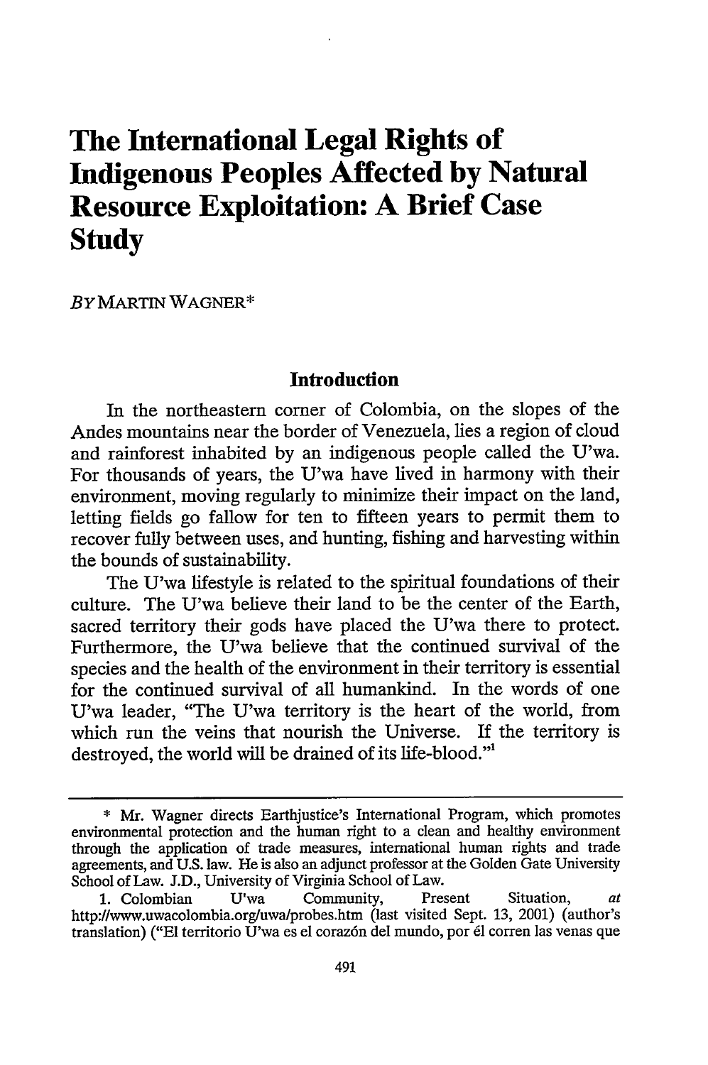# The International Legal Rights of Indigenous Peoples Affected by Natural Resource Exploitation: A Brief Case Study

*By* MARTIN WAGNER*

## Introduction

In the northeastern corner of Colombia, on the slopes of the Andes mountains near the border of Venezuela, lies a region of cloud and rainforest inhabited by an indigenous people called the U'wa. For thousands of years, the U'wa have lived in harmony with their environment, moving regularly to minimize their impact on the land, letting fields go fallow for ten to fifteen years to permit them to recover fully between uses, and hunting, fishing and harvesting within the bounds of sustainability.

The U'wa lifestyle is related to the spiritual foundations of their culture. The U'wa believe their land to be the center of the Earth, sacred territory their gods have placed the U'wa there to protect. Furthermore, the U'wa believe that the continued survival of the species and the health of the environment in their territory is essential for the continued survival of all humankind. In the words of one U'wa leader, "The U'wa territory is the heart of the world, from which run the veins that nourish the Universe. If the territory is destroyed, the world will be drained of its life-blood."[1]

---

\* Mr. Wagner directs Earthjustice's International Program, which promotes environmental protection and the human right to a clean and healthy environment through the application of trade measures, international human rights and trade agreements, and U.S. law. He is also an adjunct professor at the Golden Gate University School of Law. J.D., University of Virginia School of Law.

1. Colombian U'wa Community, Present Situation, *at* http://www.uwacolombia.org/uwa/probes.htm (last visited Sept. 13, 2001) (author's translation) ("El territorio U'wa es el corazón del mundo, por él corren las venas que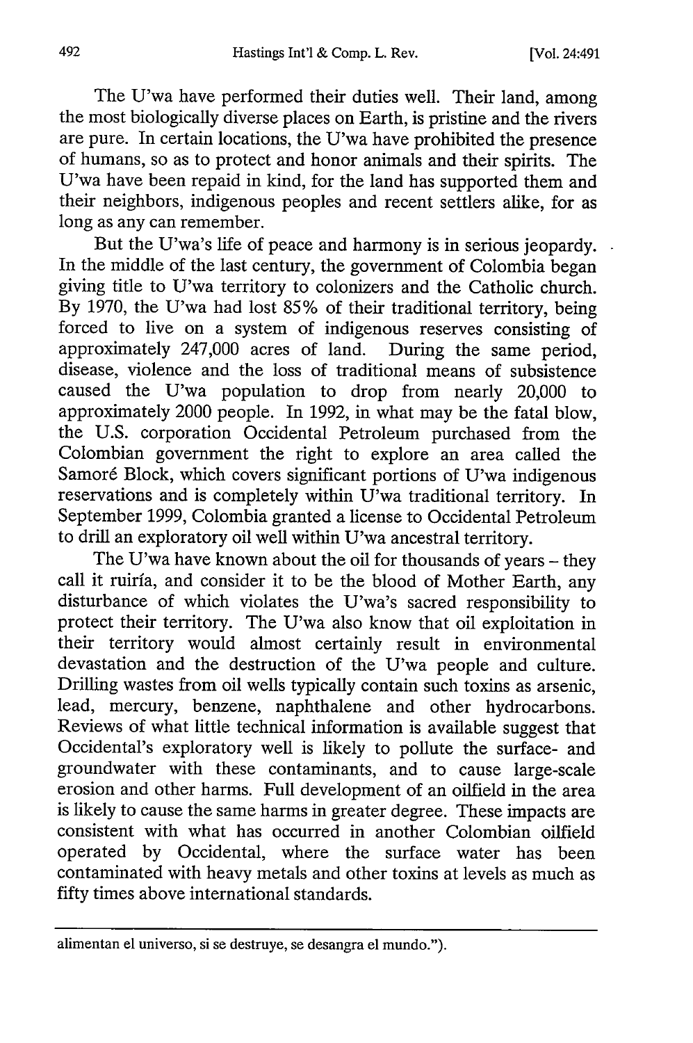The U'wa have performed their duties well. Their land, among the most biologically diverse places on Earth, is pristine and the rivers are pure. In certain locations, the U'wa have prohibited the presence of humans, so as to protect and honor animals and their spirits. The U'wa have been repaid in kind, for the land has supported them and their neighbors, indigenous peoples and recent settlers alike, for as long as any can remember.

But the U'wa's life of peace and harmony is in serious jeopardy. In the middle of the last century, the government of Colombia began giving title to U'wa territory to colonizers and the Catholic church. By 1970, the U'wa had lost 85% of their traditional territory, being forced to live on a system of indigenous reserves consisting of approximately 247,000 acres of land. During the same period, disease, violence and the loss of traditional means of subsistence caused the U'wa population to drop from nearly 20,000 to approximately 2000 people. In 1992, in what may be the fatal blow, the U.S. corporation Occidental Petroleum purchased from the Colombian government the right to explore an area called the Samoré Block, which covers significant portions of U'wa indigenous reservations and is completely within U'wa traditional territory. In September 1999, Colombia granted a license to Occidental Petroleum to drill an exploratory oil well within U'wa ancestral territory.

The U'wa have known about the oil for thousands of years – they call it ruiría, and consider it to be the blood of Mother Earth, any disturbance of which violates the U'wa's sacred responsibility to protect their territory. The U'wa also know that oil exploitation in their territory would almost certainly result in environmental devastation and the destruction of the U'wa people and culture. Drilling wastes from oil wells typically contain such toxins as arsenic, lead, mercury, benzene, naphthalene and other hydrocarbons. Reviews of what little technical information is available suggest that Occidental's exploratory well is likely to pollute the surface- and groundwater with these contaminants, and to cause large-scale erosion and other harms. Full development of an oilfield in the area is likely to cause the same harms in greater degree. These impacts are consistent with what has occurred in another Colombian oilfield operated by Occidental, where the surface water has been contaminated with heavy metals and other toxins at levels as much as fifty times above international standards.

---

alimentan el universo, si se destruye, se desangra el mundo.").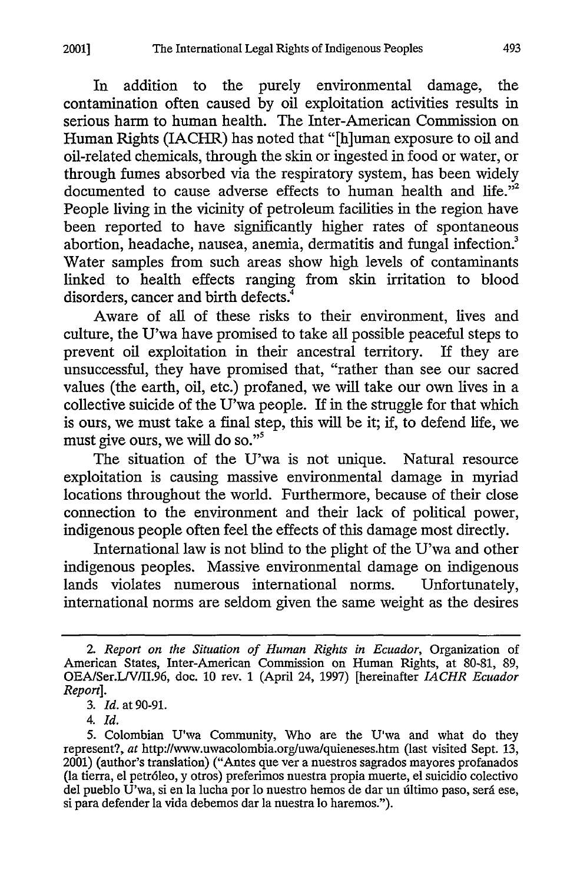In addition to the purely environmental damage, the contamination often caused by oil exploitation activities results in serious harm to human health. The Inter-American Commission on Human Rights (IACHR) has noted that "[h]uman exposure to oil and oil-related chemicals, through the skin or ingested in food or water, or through fumes absorbed via the respiratory system, has been widely documented to cause adverse effects to human health and life."[2] People living in the vicinity of petroleum facilities in the region have been reported to have significantly higher rates of spontaneous abortion, headache, nausea, anemia, dermatitis and fungal infection.[3] Water samples from such areas show high levels of contaminants linked to health effects ranging from skin irritation to blood disorders, cancer and birth defects.[4]

Aware of all of these risks to their environment, lives and culture, the U'wa have promised to take all possible peaceful steps to prevent oil exploitation in their ancestral territory. If they are unsuccessful, they have promised that, "rather than see our sacred values (the earth, oil, etc.) profaned, we will take our own lives in a collective suicide of the U'wa people. If in the struggle for that which is ours, we must take a final step, this will be it; if, to defend life, we must give ours, we will do so."[5]

The situation of the U'wa is not unique. Natural resource exploitation is causing massive environmental damage in myriad locations throughout the world. Furthermore, because of their close connection to the environment and their lack of political power, indigenous people often feel the effects of this damage most directly.

International law is not blind to the plight of the U'wa and other indigenous peoples. Massive environmental damage on indigenous lands violates numerous international norms. Unfortunately, international norms are seldom given the same weight as the desires

---

2. *Report on the Situation of Human Rights in Ecuador*, Organization of American States, Inter-American Commission on Human Rights, at 80-81, 89, OEA/Ser.L/V/II.96, doc. 10 rev. 1 (April 24, 1997) [hereinafter *IACHR Ecuador Report*].

3. *Id.* at 90-91.

4. *Id.*

5. Colombian U'wa Community, Who are the U'wa and what do they represent?, *at* http://www.uwacolombia.org/uwa/quieneses.htm (last visited Sept. 13, 2001) (author's translation) ("Antes que ver a nuestros sagrados mayores profanados (la tierra, el petróleo, y otros) preferimos nuestra propia muerte, el suicidio colectivo del pueblo U'wa, si en la lucha por lo nuestro hemos de dar un último paso, será ese, si para defender la vida debemos dar la nuestra lo haremos.").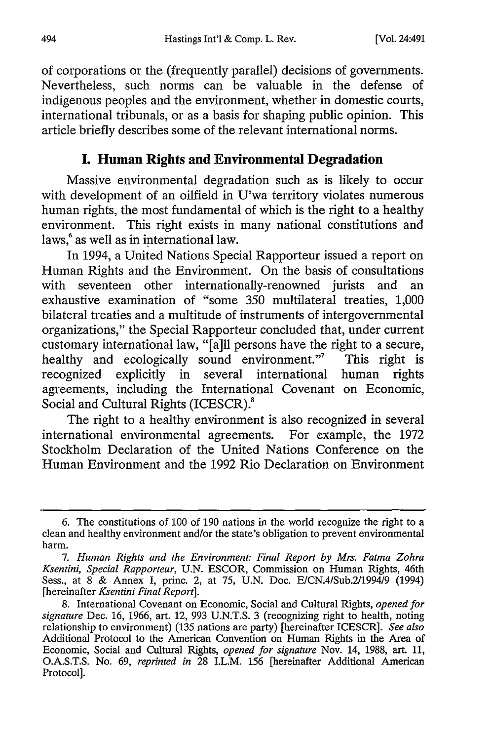of corporations or the (frequently parallel) decisions of governments. Nevertheless, such norms can be valuable in the defense of indigenous peoples and the environment, whether in domestic courts, international tribunals, or as a basis for shaping public opinion. This article briefly describes some of the relevant international norms.

## I. Human Rights and Environmental Degradation

Massive environmental degradation such as is likely to occur with development of an oilfield in U'wa territory violates numerous human rights, the most fundamental of which is the right to a healthy environment. This right exists in many national constitutions and laws,[6] as well as in international law.

In 1994, a United Nations Special Rapporteur issued a report on Human Rights and the Environment. On the basis of consultations with seventeen other internationally-renowned jurists and an exhaustive examination of "some 350 multilateral treaties, 1,000 bilateral treaties and a multitude of instruments of intergovernmental organizations," the Special Rapporteur concluded that, under current customary international law, "[a]ll persons have the right to a secure, healthy and ecologically sound environment."[7] This right is recognized explicitly in several international human rights agreements, including the International Covenant on Economic, Social and Cultural Rights (ICESCR).[8]

The right to a healthy environment is also recognized in several international environmental agreements. For example, the 1972 Stockholm Declaration of the United Nations Conference on the Human Environment and the 1992 Rio Declaration on Environment

---

6. The constitutions of 100 of 190 nations in the world recognize the right to a clean and healthy environment and/or the state's obligation to prevent environmental harm.

7. *Human Rights and the Environment: Final Report by Mrs. Fatma Zohra Ksentini, Special Rapporteur*, U.N. ESCOR, Commission on Human Rights, 46th Sess., at 8 & Annex I, princ. 2, at 75, U.N. Doc. E/CN.4/Sub.2/1994/9 (1994) [hereinafter *Ksentini Final Report*].

8. International Covenant on Economic, Social and Cultural Rights, *opened for signature* Dec. 16, 1966, art. 12, 993 U.N.T.S. 3 (recognizing right to health, noting relationship to environment) (135 nations are party) [hereinafter ICESCR]. *See also* Additional Protocol to the American Convention on Human Rights in the Area of Economic, Social and Cultural Rights, *opened for signature* Nov. 14, 1988, art. 11, O.A.S.T.S. No. 69, *reprinted in* 28 I.L.M. 156 [hereinafter Additional American Protocol].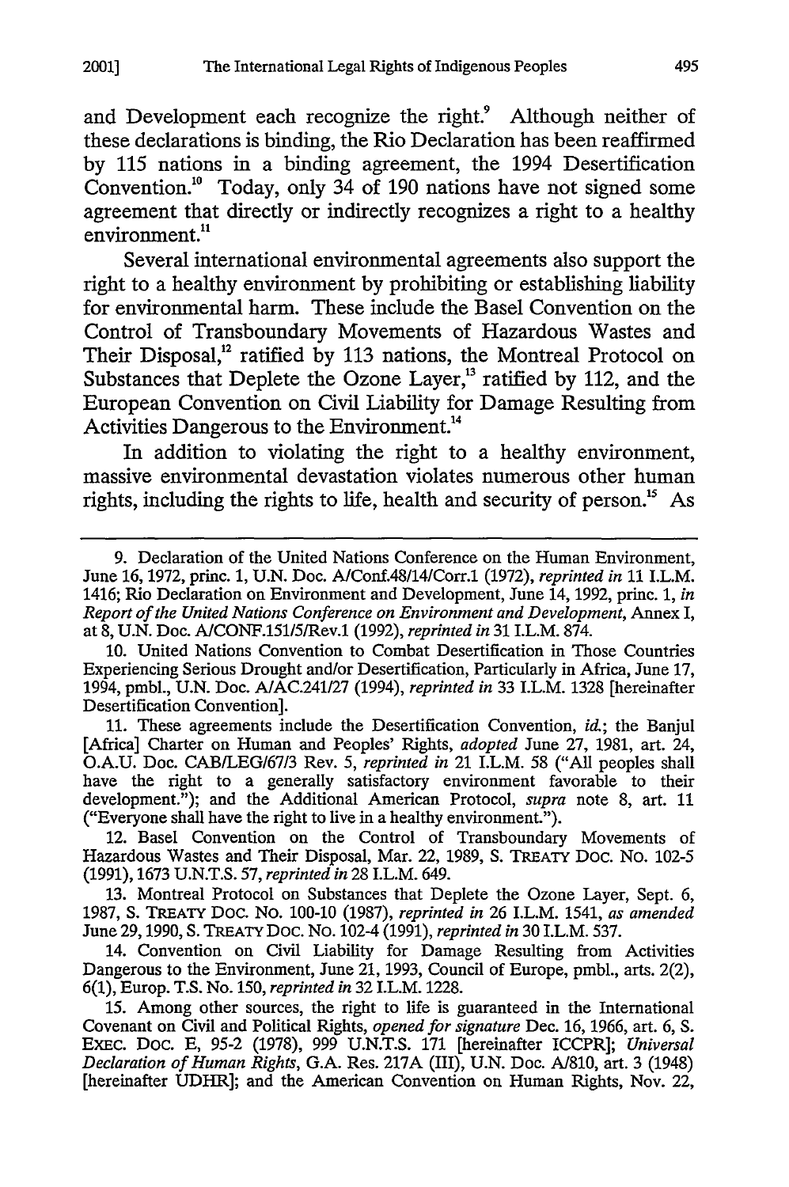and Development each recognize the right.[9] Although neither of these declarations is binding, the Rio Declaration has been reaffirmed by 115 nations in a binding agreement, the 1994 Desertification Convention.[10] Today, only 34 of 190 nations have not signed some agreement that directly or indirectly recognizes a right to a healthy environment.[11]

Several international environmental agreements also support the right to a healthy environment by prohibiting or establishing liability for environmental harm. These include the Basel Convention on the Control of Transboundary Movements of Hazardous Wastes and Their Disposal,[12] ratified by 113 nations, the Montreal Protocol on Substances that Deplete the Ozone Layer,[13] ratified by 112, and the European Convention on Civil Liability for Damage Resulting from Activities Dangerous to the Environment.[14]

In addition to violating the right to a healthy environment, massive environmental devastation violates numerous other human rights, including the rights to life, health and security of person.[15] As

---

9. Declaration of the United Nations Conference on the Human Environment, June 16, 1972, princ. 1, U.N. Doc. A/Conf.48/14/Corr.1 (1972), *reprinted in* 11 I.L.M. 1416; Rio Declaration on Environment and Development, June 14, 1992, princ. 1, *in Report of the United Nations Conference on Environment and Development*, Annex I, at 8, U.N. Doc. A/CONF.151/5/Rev.1 (1992), *reprinted in* 31 I.L.M. 874.

10. United Nations Convention to Combat Desertification in Those Countries Experiencing Serious Drought and/or Desertification, Particularly in Africa, June 17, 1994, pmbl., U.N. Doc. A/AC.241/27 (1994), *reprinted in* 33 I.L.M. 1328 [hereinafter Desertification Convention].

11. These agreements include the Desertification Convention, *id.*; the Banjul [Africa] Charter on Human and Peoples' Rights, *adopted* June 27, 1981, art. 24, O.A.U. Doc. CAB/LEG/67/3 Rev. 5, *reprinted in* 21 I.L.M. 58 ("All peoples shall have the right to a generally satisfactory environment favorable to their development."); and the Additional American Protocol, *supra* note 8, art. 11 ("Everyone shall have the right to live in a healthy environment.").

12. Basel Convention on the Control of Transboundary Movements of Hazardous Wastes and Their Disposal, Mar. 22, 1989, S. TREATY DOC. NO. 102-5 (1991), 1673 U.N.T.S. 57, *reprinted in* 28 I.L.M. 649.

13. Montreal Protocol on Substances that Deplete the Ozone Layer, Sept. 6, 1987, S. TREATY DOC. NO. 100-10 (1987), *reprinted in* 26 I.L.M. 1541, *as amended* June 29, 1990, S. TREATY DOC. NO. 102-4 (1991), *reprinted in* 30 I.L.M. 537.

14. Convention on Civil Liability for Damage Resulting from Activities Dangerous to the Environment, June 21, 1993, Council of Europe, pmbl., arts. 2(2), 6(1), Europ. T.S. No. 150, *reprinted in* 32 I.L.M. 1228.

15. Among other sources, the right to life is guaranteed in the International Covenant on Civil and Political Rights, *opened for signature* Dec. 16, 1966, art. 6, S. EXEC. DOC. E, 95-2 (1978), 999 U.N.T.S. 171 [hereinafter ICCPR]; *Universal Declaration of Human Rights*, G.A. Res. 217A (III), U.N. Doc. A/810, art. 3 (1948) [hereinafter UDHR]; and the American Convention on Human Rights, Nov. 22,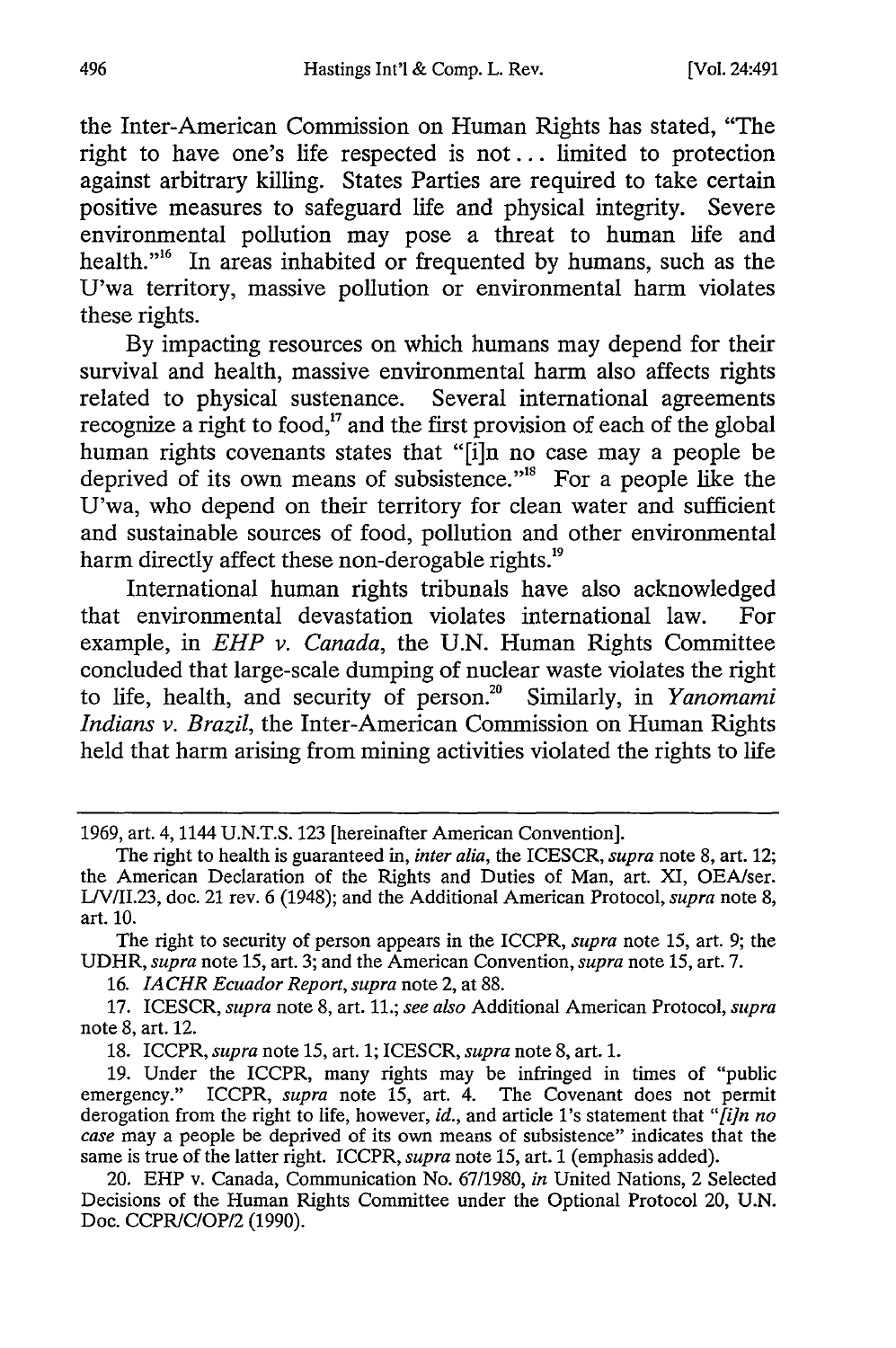the Inter-American Commission on Human Rights has stated, "The right to have one's life respected is not ... limited to protection against arbitrary killing. States Parties are required to take certain positive measures to safeguard life and physical integrity. Severe environmental pollution may pose a threat to human life and health."[16] In areas inhabited or frequented by humans, such as the U'wa territory, massive pollution or environmental harm violates these rights.

By impacting resources on which humans may depend for their survival and health, massive environmental harm also affects rights related to physical sustenance. Several international agreements recognize a right to food,[17] and the first provision of each of the global human rights covenants states that "[i]n no case may a people be deprived of its own means of subsistence."[18] For a people like the U'wa, who depend on their territory for clean water and sufficient and sustainable sources of food, pollution and other environmental harm directly affect these non-derogable rights.[19]

International human rights tribunals have also acknowledged that environmental devastation violates international law. For example, in *EHP v. Canada*, the U.N. Human Rights Committee concluded that large-scale dumping of nuclear waste violates the right to life, health, and security of person.[20] Similarly, in *Yanomami Indians v. Brazil*, the Inter-American Commission on Human Rights held that harm arising from mining activities violated the rights to life

---

1969, art. 4, 1144 U.N.T.S. 123 [hereinafter American Convention].

The right to health is guaranteed in, *inter alia*, the ICESCR, *supra* note 8, art. 12; the American Declaration of the Rights and Duties of Man, art. XI, OEA/ser. L/V/II.23, doc. 21 rev. 6 (1948); and the Additional American Protocol, *supra* note 8, art. 10.

The right to security of person appears in the ICCPR, *supra* note 15, art. 9; the UDHR, *supra* note 15, art. 3; and the American Convention, *supra* note 15, art. 7.

16. *IACHR Ecuador Report*, *supra* note 2, at 88.

17. ICESCR, *supra* note 8, art. 11.; *see also* Additional American Protocol, *supra* note 8, art. 12.

18. ICCPR, *supra* note 15, art. 1; ICESCR, *supra* note 8, art. 1.

19. Under the ICCPR, many rights may be infringed in times of "public emergency." ICCPR, *supra* note 15, art. 4. The Covenant does not permit derogation from the right to life, however, *id.*, and article 1's statement that "*[i]n no case* may a people be deprived of its own means of subsistence" indicates that the same is true of the latter right. ICCPR, *supra* note 15, art. 1 (emphasis added).

20. EHP v. Canada, Communication No. 67/1980, *in* United Nations, 2 Selected Decisions of the Human Rights Committee under the Optional Protocol 20, U.N. Doc. CCPR/C/OP/2 (1990).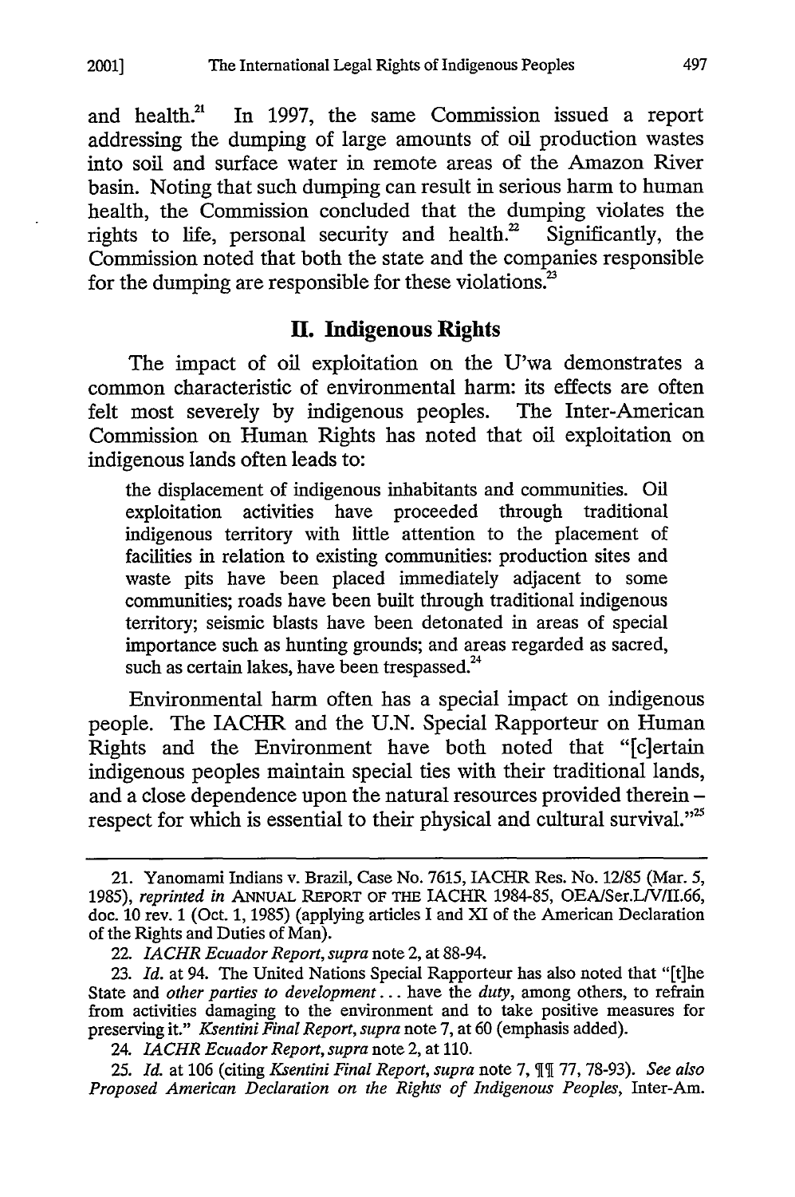and health.[21] In 1997, the same Commission issued a report addressing the dumping of large amounts of oil production wastes into soil and surface water in remote areas of the Amazon River basin. Noting that such dumping can result in serious harm to human health, the Commission concluded that the dumping violates the rights to life, personal security and health.[22] Significantly, the Commission noted that both the state and the companies responsible for the dumping are responsible for these violations.[23]

## II. Indigenous Rights

The impact of oil exploitation on the U'wa demonstrates a common characteristic of environmental harm: its effects are often felt most severely by indigenous peoples. The Inter-American Commission on Human Rights has noted that oil exploitation on indigenous lands often leads to:

> the displacement of indigenous inhabitants and communities. Oil exploitation activities have proceeded through traditional indigenous territory with little attention to the placement of facilities in relation to existing communities: production sites and waste pits have been placed immediately adjacent to some communities; roads have been built through traditional indigenous territory; seismic blasts have been detonated in areas of special importance such as hunting grounds; and areas regarded as sacred, such as certain lakes, have been trespassed.[24]

Environmental harm often has a special impact on indigenous people. The IACHR and the U.N. Special Rapporteur on Human Rights and the Environment have both noted that "[c]ertain indigenous peoples maintain special ties with their traditional lands, and a close dependence upon the natural resources provided therein – respect for which is essential to their physical and cultural survival."[25]

---

21. Yanomami Indians v. Brazil, Case No. 7615, IACHR Res. No. 12/85 (Mar. 5, 1985), *reprinted in* ANNUAL REPORT OF THE IACHR 1984-85, OEA/Ser.L/V/II.66, doc. 10 rev. 1 (Oct. 1, 1985) (applying articles I and XI of the American Declaration of the Rights and Duties of Man).

22. *IACHR Ecuador Report*, *supra* note 2, at 88-94.

23. *Id.* at 94. The United Nations Special Rapporteur has also noted that "[t]he State and *other parties to development*... have the *duty*, among others, to refrain from activities damaging to the environment and to take positive measures for preserving it." *Ksentini Final Report*, *supra* note 7, at 60 (emphasis added).

24. *IACHR Ecuador Report*, *supra* note 2, at 110.

25. *Id.* at 106 (citing *Ksentini Final Report*, *supra* note 7, ¶¶ 77, 78-93). *See also Proposed American Declaration on the Rights of Indigenous Peoples*, Inter-Am.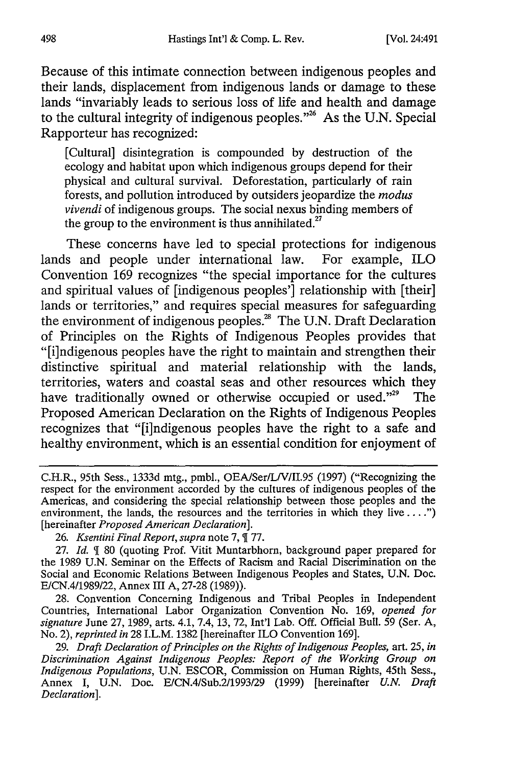Because of this intimate connection between indigenous peoples and their lands, displacement from indigenous lands or damage to these lands "invariably leads to serious loss of life and health and damage to the cultural integrity of indigenous peoples."[26] As the U.N. Special Rapporteur has recognized:

> [Cultural] disintegration is compounded by destruction of the ecology and habitat upon which indigenous groups depend for their physical and cultural survival. Deforestation, particularly of rain forests, and pollution introduced by outsiders jeopardize the *modus vivendi* of indigenous groups. The social nexus binding members of the group to the environment is thus annihilated.[27]

These concerns have led to special protections for indigenous lands and people under international law. For example, ILO Convention 169 recognizes "the special importance for the cultures and spiritual values of [indigenous peoples'] relationship with [their] lands or territories," and requires special measures for safeguarding the environment of indigenous peoples.[28] The U.N. Draft Declaration of Principles on the Rights of Indigenous Peoples provides that "[i]ndigenous peoples have the right to maintain and strengthen their distinctive spiritual and material relationship with the lands, territories, waters and coastal seas and other resources which they have traditionally owned or otherwise occupied or used."[29] The Proposed American Declaration on the Rights of Indigenous Peoples recognizes that "[i]ndigenous peoples have the right to a safe and healthy environment, which is an essential condition for enjoyment of

---

C.H.R., 95th Sess., 1333d mtg., pmbl., OEA/Ser/L/V/II.95 (1997) ("Recognizing the respect for the environment accorded by the cultures of indigenous peoples of the Americas, and considering the special relationship between those peoples and the environment, the lands, the resources and the territories in which they live....") [hereinafter *Proposed American Declaration*].

26. *Ksentini Final Report*, *supra* note 7, ¶ 77.

27. *Id.* ¶ 80 (quoting Prof. Vitit Muntarbhorn, background paper prepared for the 1989 U.N. Seminar on the Effects of Racism and Racial Discrimination on the Social and Economic Relations Between Indigenous Peoples and States, U.N. Doc. E/CN.4/1989/22, Annex III A, 27-28 (1989)).

28. Convention Concerning Indigenous and Tribal Peoples in Independent Countries, International Labor Organization Convention No. 169, *opened for signature* June 27, 1989, arts. 4.1, 7.4, 13, 72, Int'l Lab. Off. Official Bull. 59 (Ser. A, No. 2), *reprinted in* 28 I.L.M. 1382 [hereinafter ILO Convention 169].

29. *Draft Declaration of Principles on the Rights of Indigenous Peoples*, art. 25, *in Discrimination Against Indigenous Peoples: Report of the Working Group on Indigenous Populations*, U.N. ESCOR, Commission on Human Rights, 45th Sess., Annex I, U.N. Doc. E/CN.4/Sub.2/1993/29 (1999) [hereinafter *U.N. Draft Declaration*].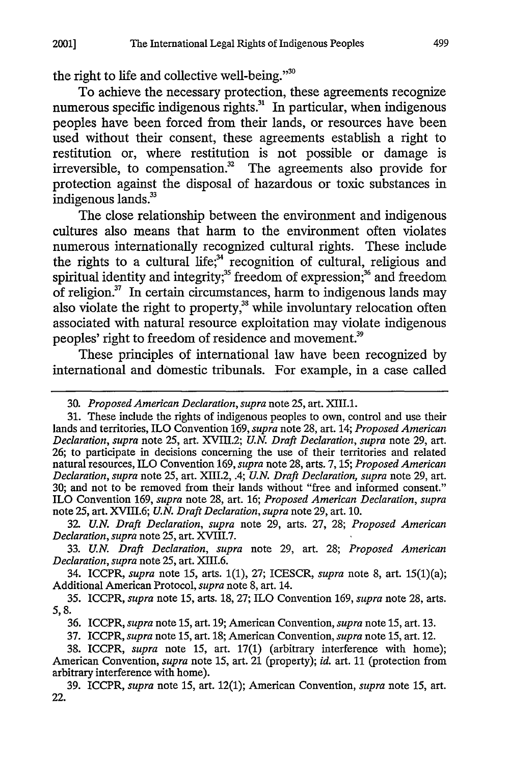the right to life and collective well-being."[30]

To achieve the necessary protection, these agreements recognize numerous specific indigenous rights.[31] In particular, when indigenous peoples have been forced from their lands, or resources have been used without their consent, these agreements establish a right to restitution or, where restitution is not possible or damage is irreversible, to compensation.[32] The agreements also provide for protection against the disposal of hazardous or toxic substances in indigenous lands.[33]

The close relationship between the environment and indigenous cultures also means that harm to the environment often violates numerous internationally recognized cultural rights. These include the rights to a cultural life;[34] recognition of cultural, religious and spiritual identity and integrity;[35] freedom of expression;[36] and freedom of religion.[37] In certain circumstances, harm to indigenous lands may also violate the right to property,[38] while involuntary relocation often associated with natural resource exploitation may violate indigenous peoples' right to freedom of residence and movement.[39]

These principles of international law have been recognized by international and domestic tribunals. For example, in a case called

---

30. *Proposed American Declaration*, *supra* note 25, art. XIII.1.

31. These include the rights of indigenous peoples to own, control and use their lands and territories, ILO Convention 169, *supra* note 28, art. 14; *Proposed American Declaration*, *supra* note 25, art. XVIII.2; *U.N. Draft Declaration*, *supra* note 29, art. 26; to participate in decisions concerning the use of their territories and related natural resources, ILO Convention 169, *supra* note 28, arts. 7, 15; *Proposed American Declaration*, *supra* note 25, art. XIII.2, .4; *U.N. Draft Declaration*, *supra* note 29, art. 30; and not to be removed from their lands without "free and informed consent." ILO Convention 169, *supra* note 28, art. 16; *Proposed American Declaration*, *supra* note 25, art. XVIII.6; *U.N. Draft Declaration*, *supra* note 29, art. 10.

32. *U.N. Draft Declaration*, *supra* note 29, arts. 27, 28; *Proposed American Declaration*, *supra* note 25, art. XVIII.7.

33. *U.N. Draft Declaration*, *supra* note 29, art. 28; *Proposed American Declaration*, *supra* note 25, art. XIII.6.

34. ICCPR, *supra* note 15, arts. 1(1), 27; ICESCR, *supra* note 8, art. 15(1)(a); Additional American Protocol, *supra* note 8, art. 14.

35. ICCPR, *supra* note 15, arts. 18, 27; ILO Convention 169, *supra* note 28, arts. 5, 8.

36. ICCPR, *supra* note 15, art. 19; American Convention, *supra* note 15, art. 13.

37. ICCPR, *supra* note 15, art. 18; American Convention, *supra* note 15, art. 12.

38. ICCPR, *supra* note 15, art. 17(1) (arbitrary interference with home); American Convention, *supra* note 15, art. 21 (property); *id.* art. 11 (protection from arbitrary interference with home).

39. ICCPR, *supra* note 15, art. 12(1); American Convention, *supra* note 15, art. 22.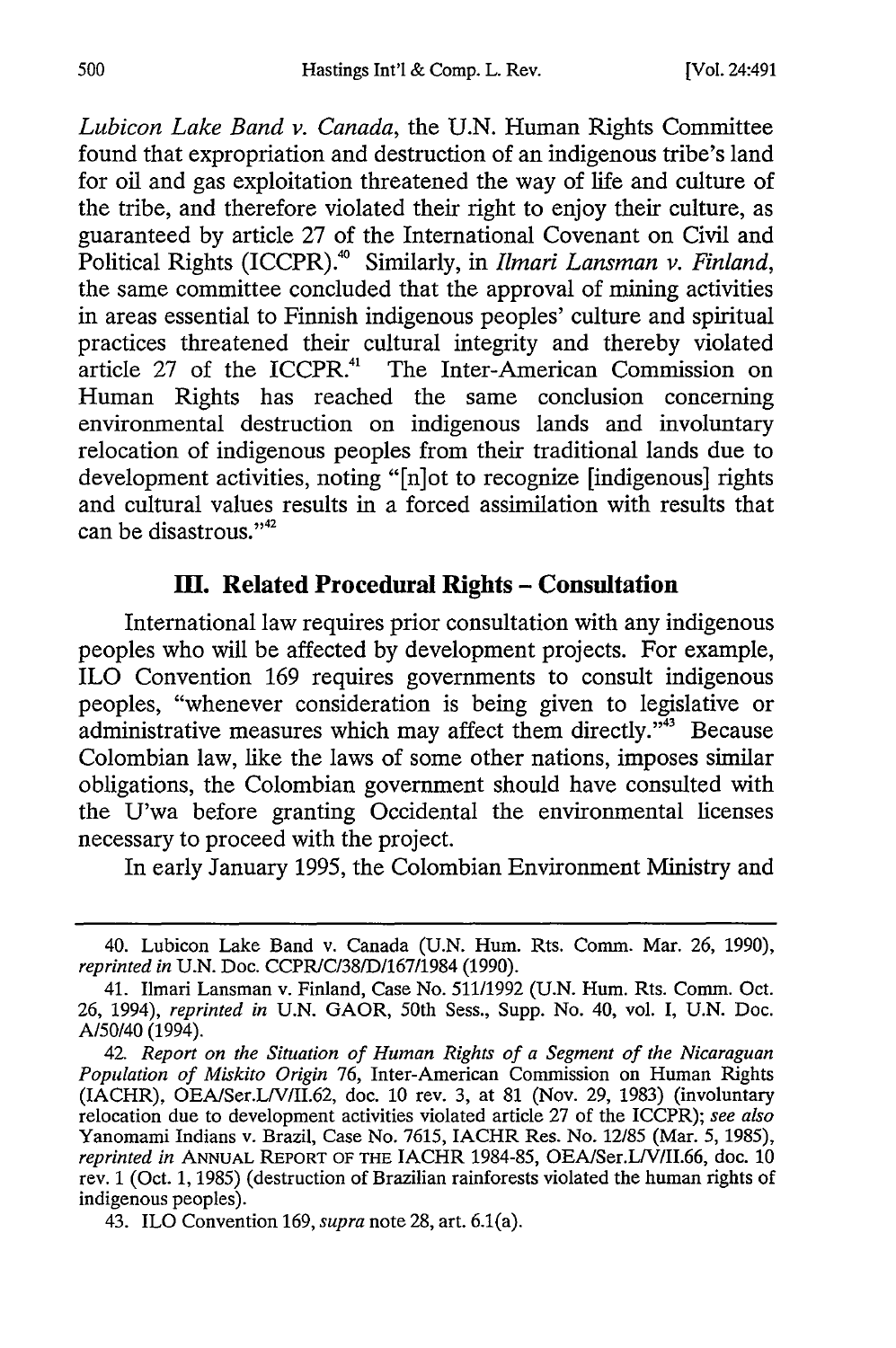*Lubicon Lake Band v. Canada*, the U.N. Human Rights Committee found that expropriation and destruction of an indigenous tribe's land for oil and gas exploitation threatened the way of life and culture of the tribe, and therefore violated their right to enjoy their culture, as guaranteed by article 27 of the International Covenant on Civil and Political Rights (ICCPR).[40] Similarly, in *Ilmari Lansman v. Finland*, the same committee concluded that the approval of mining activities in areas essential to Finnish indigenous peoples' culture and spiritual practices threatened their cultural integrity and thereby violated article 27 of the ICCPR.[41] The Inter-American Commission on Human Rights has reached the same conclusion concerning environmental destruction on indigenous lands and involuntary relocation of indigenous peoples from their traditional lands due to development activities, noting "[n]ot to recognize [indigenous] rights and cultural values results in a forced assimilation with results that can be disastrous."[42]

## III. Related Procedural Rights – Consultation

International law requires prior consultation with any indigenous peoples who will be affected by development projects. For example, ILO Convention 169 requires governments to consult indigenous peoples, "whenever consideration is being given to legislative or administrative measures which may affect them directly."[43] Because Colombian law, like the laws of some other nations, imposes similar obligations, the Colombian government should have consulted with the U'wa before granting Occidental the environmental licenses necessary to proceed with the project.

In early January 1995, the Colombian Environment Ministry and

---

40. Lubicon Lake Band v. Canada (U.N. Hum. Rts. Comm. Mar. 26, 1990), *reprinted in* U.N. Doc. CCPR/C/38/D/167/1984 (1990).

41. Ilmari Lansman v. Finland, Case No. 511/1992 (U.N. Hum. Rts. Comm. Oct. 26, 1994), *reprinted in* U.N. GAOR, 50th Sess., Supp. No. 40, vol. I, U.N. Doc. A/50/40 (1994).

42. *Report on the Situation of Human Rights of a Segment of the Nicaraguan Population of Miskito Origin* 76, Inter-American Commission on Human Rights (IACHR), OEA/Ser.L/V/II.62, doc. 10 rev. 3, at 81 (Nov. 29, 1983) (involuntary relocation due to development activities violated article 27 of the ICCPR); *see also* Yanomami Indians v. Brazil, Case No. 7615, IACHR Res. No. 12/85 (Mar. 5, 1985), *reprinted in* ANNUAL REPORT OF THE IACHR 1984-85, OEA/Ser.L/V/II.66, doc. 10 rev. 1 (Oct. 1, 1985) (destruction of Brazilian rainforests violated the human rights of indigenous peoples).

43. ILO Convention 169, *supra* note 28, art. 6.1(a).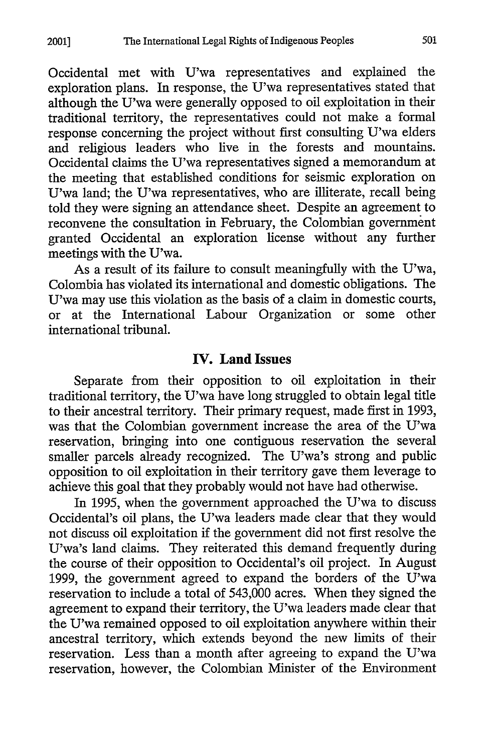Occidental met with U'wa representatives and explained the exploration plans. In response, the U'wa representatives stated that although the U'wa were generally opposed to oil exploitation in their traditional territory, the representatives could not make a formal response concerning the project without first consulting U'wa elders and religious leaders who live in the forests and mountains. Occidental claims the U'wa representatives signed a memorandum at the meeting that established conditions for seismic exploration on U'wa land; the U'wa representatives, who are illiterate, recall being told they were signing an attendance sheet. Despite an agreement to reconvene the consultation in February, the Colombian government granted Occidental an exploration license without any further meetings with the U'wa.

As a result of its failure to consult meaningfully with the U'wa, Colombia has violated its international and domestic obligations. The U'wa may use this violation as the basis of a claim in domestic courts, or at the International Labour Organization or some other international tribunal.

## IV. Land Issues

Separate from their opposition to oil exploitation in their traditional territory, the U'wa have long struggled to obtain legal title to their ancestral territory. Their primary request, made first in 1993, was that the Colombian government increase the area of the U'wa reservation, bringing into one contiguous reservation the several smaller parcels already recognized. The U'wa's strong and public opposition to oil exploitation in their territory gave them leverage to achieve this goal that they probably would not have had otherwise.

In 1995, when the government approached the U'wa to discuss Occidental's oil plans, the U'wa leaders made clear that they would not discuss oil exploitation if the government did not first resolve the U'wa's land claims. They reiterated this demand frequently during the course of their opposition to Occidental's oil project. In August 1999, the government agreed to expand the borders of the U'wa reservation to include a total of 543,000 acres. When they signed the agreement to expand their territory, the U'wa leaders made clear that the U'wa remained opposed to oil exploitation anywhere within their ancestral territory, which extends beyond the new limits of their reservation. Less than a month after agreeing to expand the U'wa reservation, however, the Colombian Minister of the Environment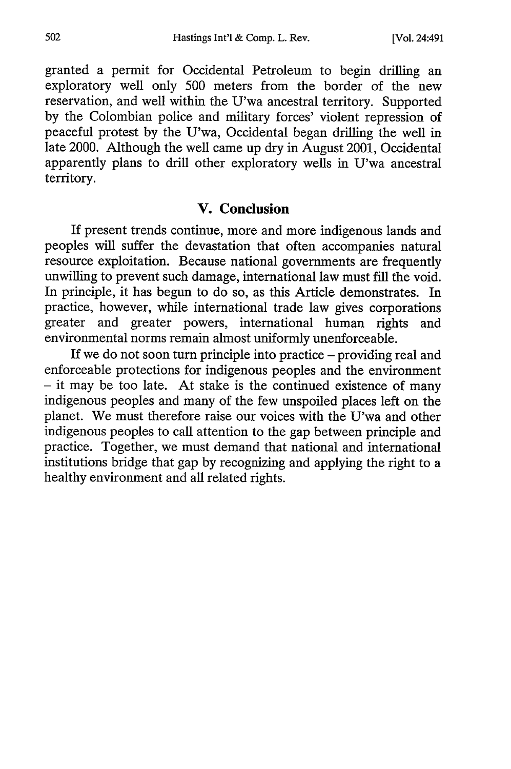granted a permit for Occidental Petroleum to begin drilling an exploratory well only 500 meters from the border of the new reservation, and well within the U'wa ancestral territory. Supported by the Colombian police and military forces' violent repression of peaceful protest by the U'wa, Occidental began drilling the well in late 2000. Although the well came up dry in August 2001, Occidental apparently plans to drill other exploratory wells in U'wa ancestral territory.

## V. Conclusion

If present trends continue, more and more indigenous lands and peoples will suffer the devastation that often accompanies natural resource exploitation. Because national governments are frequently unwilling to prevent such damage, international law must fill the void. In principle, it has begun to do so, as this Article demonstrates. In practice, however, while international trade law gives corporations greater and greater powers, international human rights and environmental norms remain almost uniformly unenforceable.

If we do not soon turn principle into practice – providing real and enforceable protections for indigenous peoples and the environment – it may be too late. At stake is the continued existence of many indigenous peoples and many of the few unspoiled places left on the planet. We must therefore raise our voices with the U'wa and other indigenous peoples to call attention to the gap between principle and practice. Together, we must demand that national and international institutions bridge that gap by recognizing and applying the right to a healthy environment and all related rights.